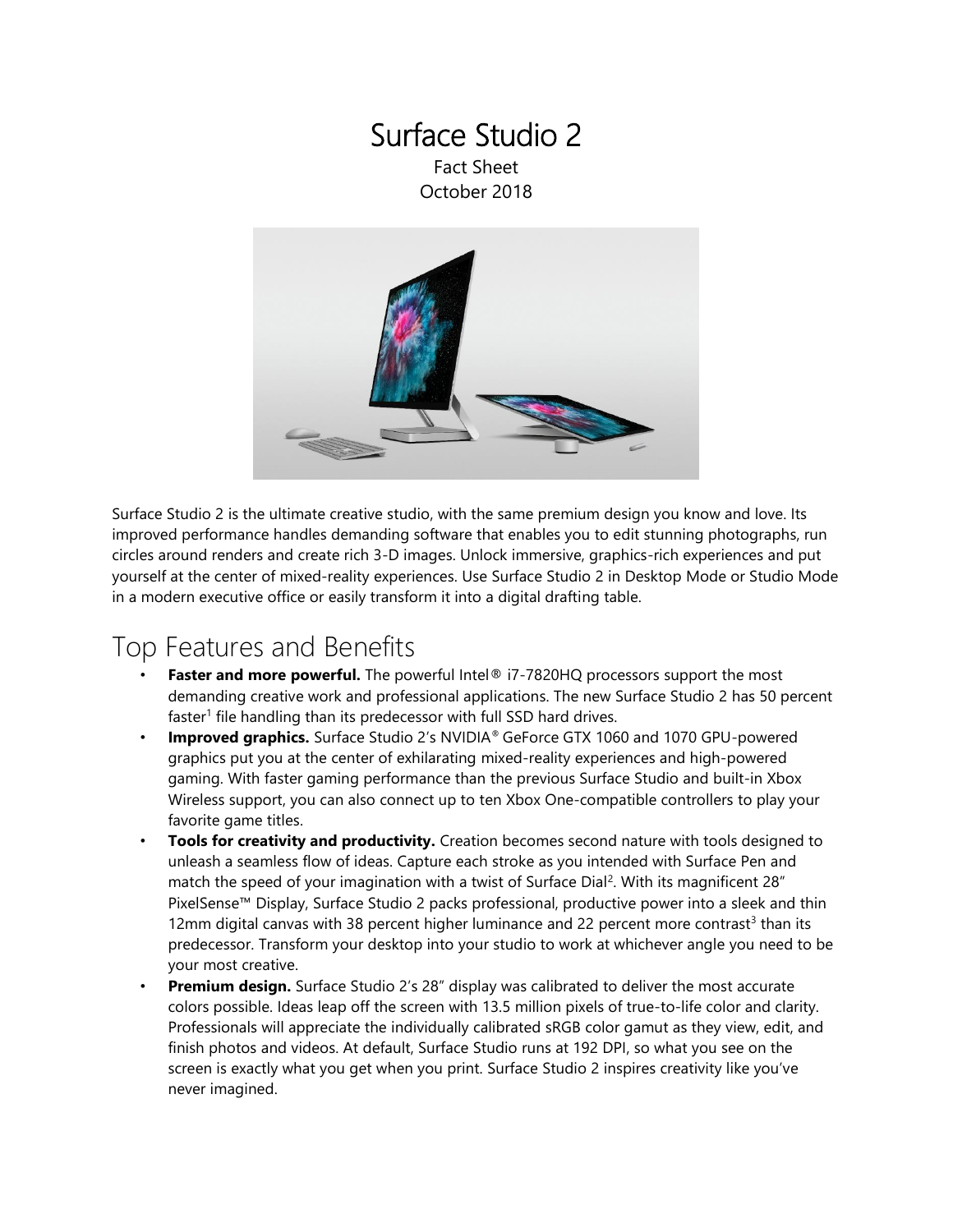# Surface Studio 2

Fact Sheet
October 2018

Surface Studio 2 is the ultimate creative studio, with the same premium design you know and love. Its improved performance handles demanding creative software that enables you to edit stunning photographs, run circles around renders and create rich 3-D images. Unlock immersive, graphics-rich experiences and put yourself at the center of mixed-reality experiences. Use Surface Studio 2 in Desktop Mode or Studio Mode in a modern executive office or easily transform it into a digital drafting table.

## Top Features and Benefits

- **Faster and more powerful.** The powerful Intel® i7-7820HQ processors support the most demanding creative work and professional applications. The new Surface Studio 2 has 50 percent faster[1] file handling than its predecessor with full SSD hard drives.
- **Improved graphics.** Surface Studio 2's NVIDIA® GeForce GTX 1060 and 1070 GPU-powered graphics put you at the center of exhilarating mixed-reality experiences and high-powered gaming. With faster gaming performance than the previous Surface Studio and built-in Xbox Wireless support, you can also connect up to ten Xbox One-compatible controllers to play your favorite game titles.
- **Tools for creativity and productivity.** Creation becomes second nature with tools designed to unleash a seamless flow of ideas. Capture each stroke as you intended with Surface Pen and match the speed of your imagination with a twist of Surface Dial[2]. With its magnificent 28" PixelSense™ Display, Surface Studio 2 packs professional, productive power into a sleek and thin 12mm digital canvas with 38 percent higher luminance and 22 percent more contrast[3] than its predecessor. Transform your desktop into your studio to work at whichever angle you need to be your most creative.
- **Premium design.** Surface Studio 2's 28" display was calibrated to deliver the most accurate colors possible. Ideas leap off the screen with 13.5 million pixels of true-to-life color and clarity. Professionals will appreciate the individually calibrated sRGB color gamut as they view, edit, and finish photos and videos. At default, Surface Studio runs at 192 DPI, so what you see on the screen is exactly what you get when you print. Surface Studio 2 inspires creativity like you've never imagined.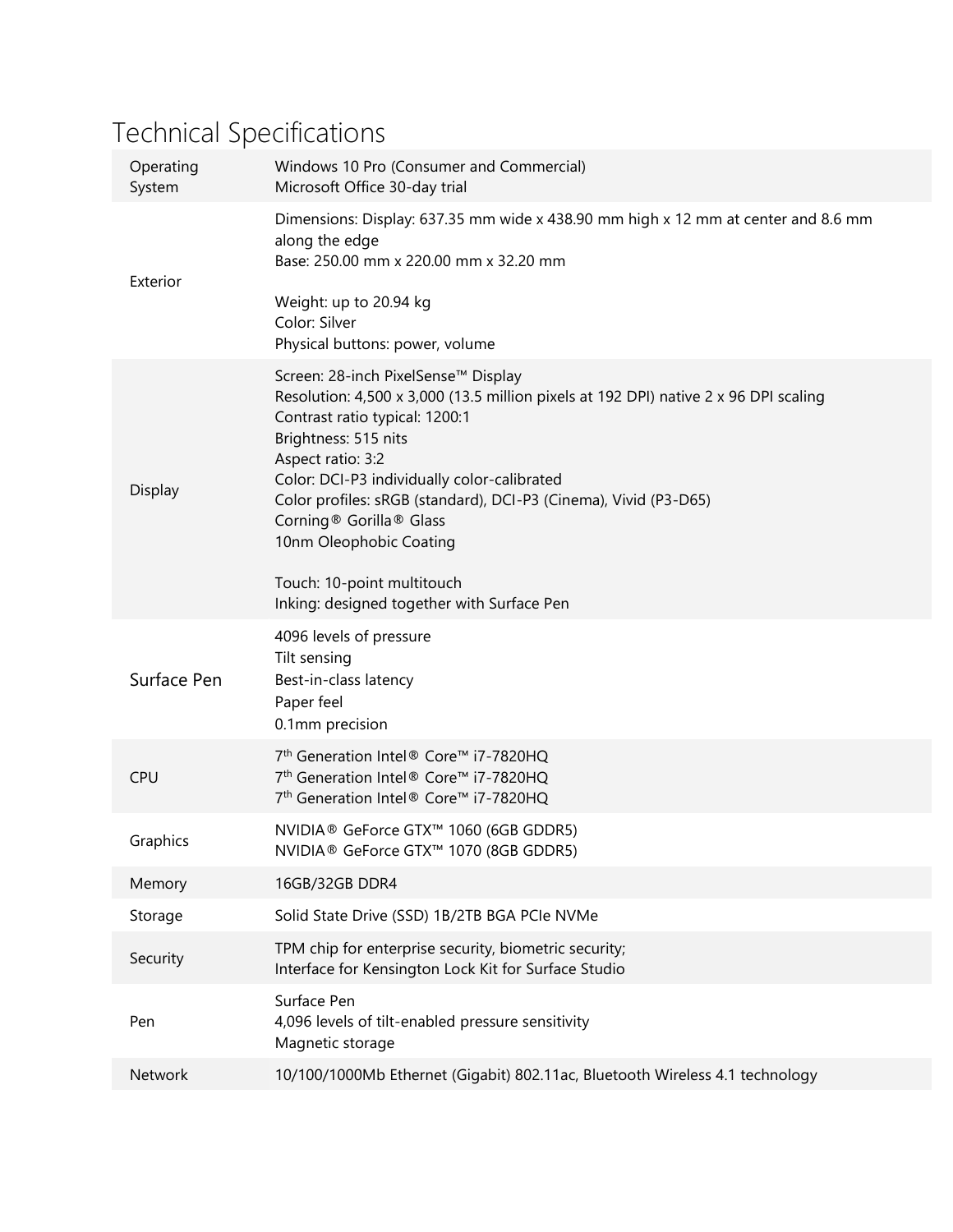# Technical Specifications

| | |
|---|---|
| Operating System | Windows 10 Pro (Consumer and Commercial)<br>Microsoft Office 30-day trial |
| Exterior | Dimensions: Display: 637.35 mm wide x 438.90 mm high x 12 mm at center and 8.6 mm along the edge<br>Base: 250.00 mm x 220.00 mm x 32.20 mm<br><br>Weight: up to 20.94 kg<br>Color: Silver<br>Physical buttons: power, volume |
| Display | Screen: 28-inch PixelSense™ Display<br>Resolution: 4,500 x 3,000 (13.5 million pixels at 192 DPI) native 2 x 96 DPI scaling<br>Contrast ratio typical: 1200:1<br>Brightness: 515 nits<br>Aspect ratio: 3:2<br>Color: DCI-P3 individually color-calibrated<br>Color profiles: sRGB (standard), DCI-P3 (Cinema), Vivid (P3-D65)<br>Corning® Gorilla® Glass<br>10nm Oleophobic Coating<br><br>Touch: 10-point multitouch<br>Inking: designed together with Surface Pen |
| Surface Pen | 4096 levels of pressure<br>Tilt sensing<br>Best-in-class latency<br>Paper feel<br>0.1mm precision |
| CPU | 7th Generation Intel® Core™ i7-7820HQ<br>7th Generation Intel® Core™ i7-7820HQ<br>7th Generation Intel® Core™ i7-7820HQ |
| Graphics | NVIDIA® GeForce GTX™ 1060 (6GB GDDR5)<br>NVIDIA® GeForce GTX™ 1070 (8GB GDDR5) |
| Memory | 16GB/32GB DDR4 |
| Storage | Solid State Drive (SSD) 1B/2TB BGA PCIe NVMe |
| Security | TPM chip for enterprise security, biometric security;<br>Interface for Kensington Lock Kit for Surface Studio |
| Pen | Surface Pen<br>4,096 levels of tilt-enabled pressure sensitivity<br>Magnetic storage |
| Network | 10/100/1000Mb Ethernet (Gigabit) 802.11ac, Bluetooth Wireless 4.1 technology |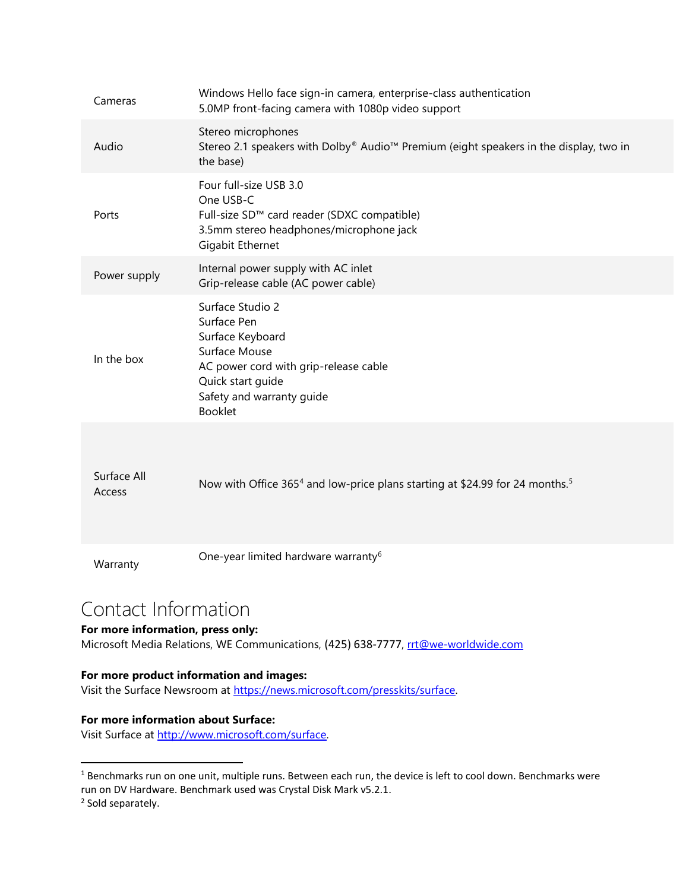| | |
|---|---|
| Cameras | Windows Hello face sign-in camera, enterprise-class authentication<br>5.0MP front-facing camera with 1080p video support |
| Audio | Stereo microphones<br>Stereo 2.1 speakers with Dolby® Audio™ Premium (eight speakers in the display, two in the base) |
| Ports | Four full-size USB 3.0<br>One USB-C<br>Full-size SD™ card reader (SDXC compatible)<br>3.5mm stereo headphones/microphone jack<br>Gigabit Ethernet |
| Power supply | Internal power supply with AC inlet<br>Grip-release cable (AC power cable) |
| In the box | Surface Studio 2<br>Surface Pen<br>Surface Keyboard<br>Surface Mouse<br>AC power cord with grip-release cable<br>Quick start guide<br>Safety and warranty guide<br>Booklet |
| Surface All Access | Now with Office 365[4] and low-price plans starting at $24.99 for 24 months.[5] |
| Warranty | One-year limited hardware warranty[6] |

# Contact Information

**For more information, press only:**
Microsoft Media Relations, WE Communications, (425) 638-7777, rrt@we-worldwide.com

**For more product information and images:**
Visit the Surface Newsroom at https://news.microsoft.com/presskits/surface.

**For more information about Surface:**
Visit Surface at http://www.microsoft.com/surface.

---

[1] Benchmarks run on one unit, multiple runs. Between each run, the device is left to cool down. Benchmarks were run on DV Hardware. Benchmark used was Crystal Disk Mark v5.2.1.
[2] Sold separately.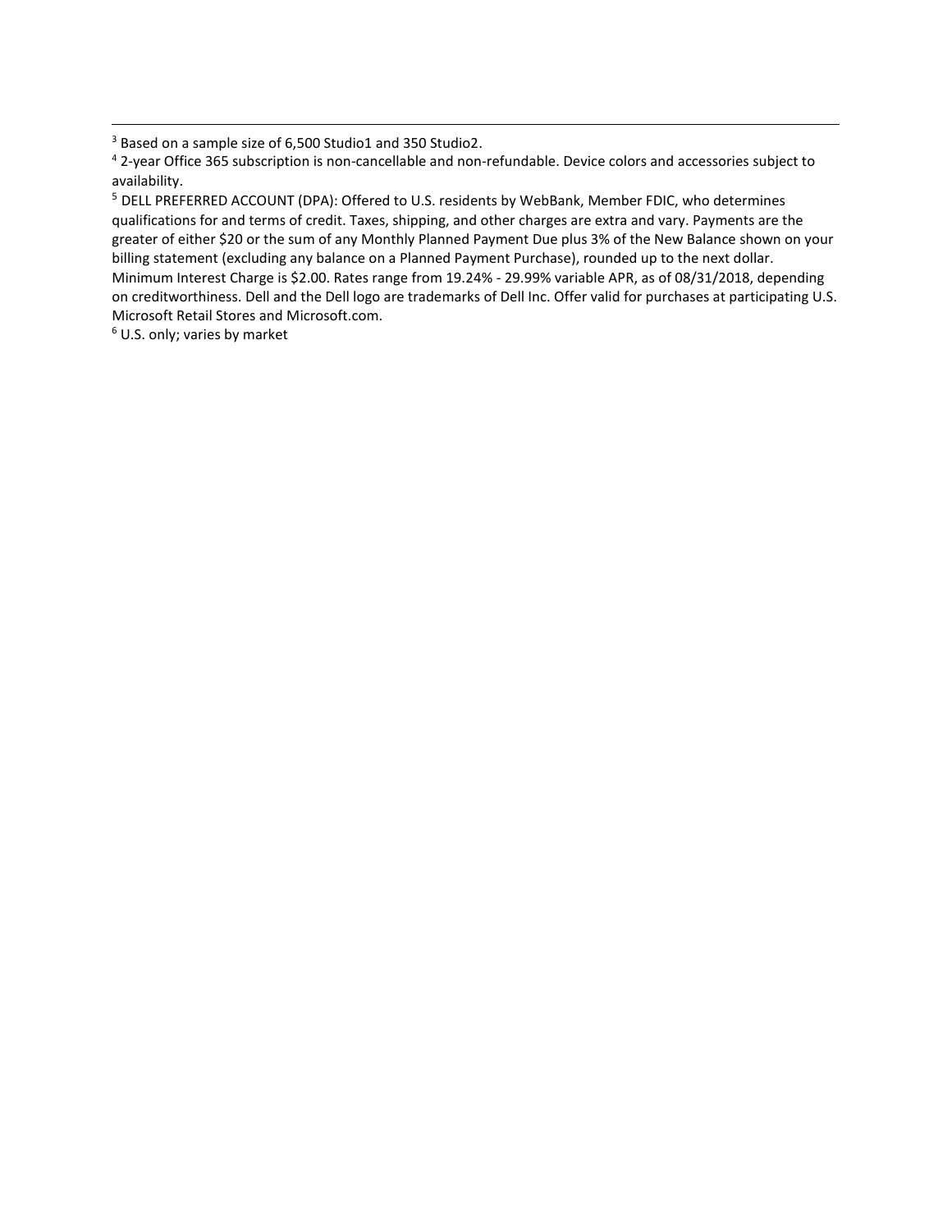---

[3] Based on a sample size of 6,500 Studio1 and 350 Studio2.

[4] 2-year Office 365 subscription is non-cancellable and non-refundable. Device colors and accessories subject to availability.

[5] DELL PREFERRED ACCOUNT (DPA): Offered to U.S. residents by WebBank, Member FDIC, who determines qualifications for and terms of credit. Taxes, shipping, and other charges are extra and vary. Payments are the greater of either $20 or the sum of any Monthly Planned Payment Due plus 3% of the New Balance shown on your billing statement (excluding any balance on a Planned Payment Purchase), rounded up to the next dollar. Minimum Interest Charge is $2.00. Rates range from 19.24% - 29.99% variable APR, as of 08/31/2018, depending on creditworthiness. Dell and the Dell logo are trademarks of Dell Inc. Offer valid for purchases at participating U.S. Microsoft Retail Stores and Microsoft.com.

[6] U.S. only; varies by market